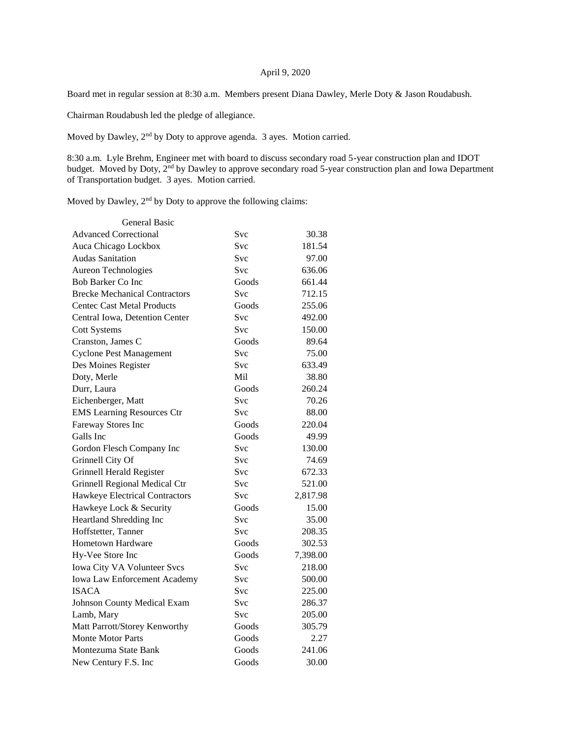April 9, 2020

Board met in regular session at 8:30 a.m. Members present Diana Dawley, Merle Doty & Jason Roudabush.

Chairman Roudabush led the pledge of allegiance.

Moved by Dawley, 2nd by Doty to approve agenda. 3 ayes. Motion carried.

8:30 a.m. Lyle Brehm, Engineer met with board to discuss secondary road 5-year construction plan and IDOT budget. Moved by Doty, 2nd by Dawley to approve secondary road 5-year construction plan and Iowa Department of Transportation budget. 3 ayes. Motion carried.

Moved by Dawley, 2nd by Doty to approve the following claims:

| General Basic | | |
|---|---|---|
| Advanced Correctional | Svc | 30.38 |
| Auca Chicago Lockbox | Svc | 181.54 |
| Audas Sanitation | Svc | 97.00 |
| Aureon Technologies | Svc | 636.06 |
| Bob Barker Co Inc | Goods | 661.44 |
| Brecke Mechanical Contractors | Svc | 712.15 |
| Centec Cast Metal Products | Goods | 255.06 |
| Central Iowa, Detention Center | Svc | 492.00 |
| Cott Systems | Svc | 150.00 |
| Cranston, James C | Goods | 89.64 |
| Cyclone Pest Management | Svc | 75.00 |
| Des Moines Register | Svc | 633.49 |
| Doty, Merle | Mil | 38.80 |
| Durr, Laura | Goods | 260.24 |
| Eichenberger, Matt | Svc | 70.26 |
| EMS Learning Resources Ctr | Svc | 88.00 |
| Fareway Stores Inc | Goods | 220.04 |
| Galls Inc | Goods | 49.99 |
| Gordon Flesch Company Inc | Svc | 130.00 |
| Grinnell City Of | Svc | 74.69 |
| Grinnell Herald Register | Svc | 672.33 |
| Grinnell Regional Medical Ctr | Svc | 521.00 |
| Hawkeye Electrical Contractors | Svc | 2,817.98 |
| Hawkeye Lock & Security | Goods | 15.00 |
| Heartland Shredding Inc | Svc | 35.00 |
| Hoffstetter, Tanner | Svc | 208.35 |
| Hometown Hardware | Goods | 302.53 |
| Hy-Vee Store Inc | Goods | 7,398.00 |
| Iowa City VA Volunteer Svcs | Svc | 218.00 |
| Iowa Law Enforcement Academy | Svc | 500.00 |
| ISACA | Svc | 225.00 |
| Johnson County Medical Exam | Svc | 286.37 |
| Lamb, Mary | Svc | 205.00 |
| Matt Parrott/Storey Kenworthy | Goods | 305.79 |
| Monte Motor Parts | Goods | 2.27 |
| Montezuma State Bank | Goods | 241.06 |
| New Century F.S. Inc | Goods | 30.00 |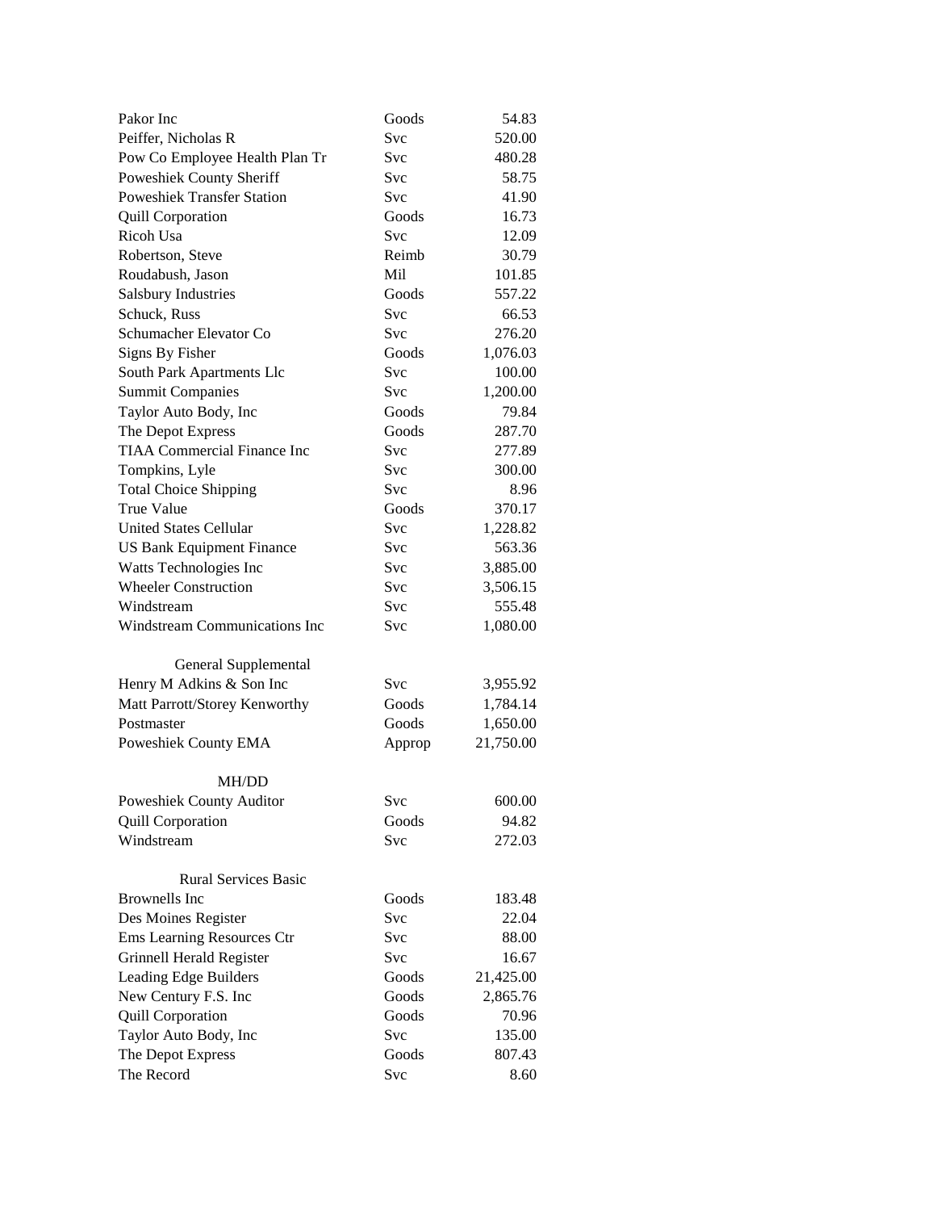| | | |
|---|---|---|
| Pakor Inc | Goods | 54.83 |
| Peiffer, Nicholas R | Svc | 520.00 |
| Pow Co Employee Health Plan Tr | Svc | 480.28 |
| Poweshiek County Sheriff | Svc | 58.75 |
| Poweshiek Transfer Station | Svc | 41.90 |
| Quill Corporation | Goods | 16.73 |
| Ricoh Usa | Svc | 12.09 |
| Robertson, Steve | Reimb | 30.79 |
| Roudabush, Jason | Mil | 101.85 |
| Salsbury Industries | Goods | 557.22 |
| Schuck, Russ | Svc | 66.53 |
| Schumacher Elevator Co | Svc | 276.20 |
| Signs By Fisher | Goods | 1,076.03 |
| South Park Apartments Llc | Svc | 100.00 |
| Summit Companies | Svc | 1,200.00 |
| Taylor Auto Body, Inc | Goods | 79.84 |
| The Depot Express | Goods | 287.70 |
| TIAA Commercial Finance Inc | Svc | 277.89 |
| Tompkins, Lyle | Svc | 300.00 |
| Total Choice Shipping | Svc | 8.96 |
| True Value | Goods | 370.17 |
| United States Cellular | Svc | 1,228.82 |
| US Bank Equipment Finance | Svc | 563.36 |
| Watts Technologies Inc | Svc | 3,885.00 |
| Wheeler Construction | Svc | 3,506.15 |
| Windstream | Svc | 555.48 |
| Windstream Communications Inc | Svc | 1,080.00 |
| | | |
| **General Supplemental** | | |
| Henry M Adkins & Son Inc | Svc | 3,955.92 |
| Matt Parrott/Storey Kenworthy | Goods | 1,784.14 |
| Postmaster | Goods | 1,650.00 |
| Poweshiek County EMA | Approp | 21,750.00 |
| | | |
| **MH/DD** | | |
| Poweshiek County Auditor | Svc | 600.00 |
| Quill Corporation | Goods | 94.82 |
| Windstream | Svc | 272.03 |
| | | |
| **Rural Services Basic** | | |
| Brownells Inc | Goods | 183.48 |
| Des Moines Register | Svc | 22.04 |
| Ems Learning Resources Ctr | Svc | 88.00 |
| Grinnell Herald Register | Svc | 16.67 |
| Leading Edge Builders | Goods | 21,425.00 |
| New Century F.S. Inc | Goods | 2,865.76 |
| Quill Corporation | Goods | 70.96 |
| Taylor Auto Body, Inc | Svc | 135.00 |
| The Depot Express | Goods | 807.43 |
| The Record | Svc | 8.60 |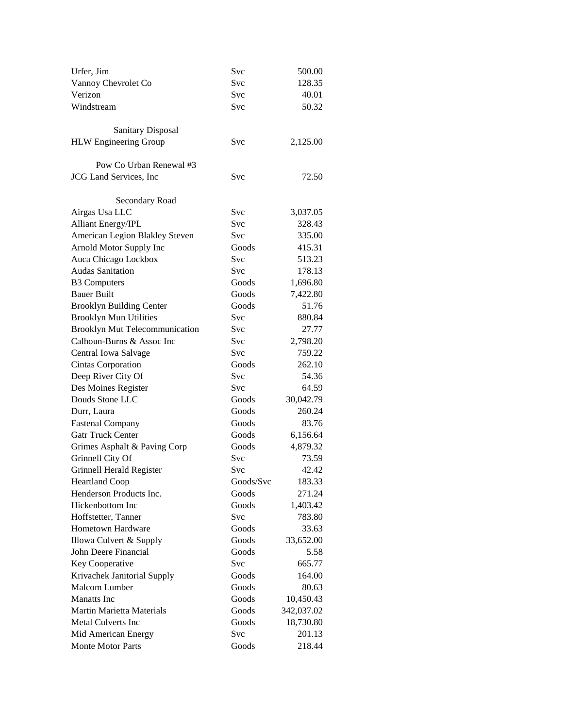| | | |
|---|---|---|
| Urfer, Jim | Svc | 500.00 |
| Vannoy Chevrolet Co | Svc | 128.35 |
| Verizon | Svc | 40.01 |
| Windstream | Svc | 50.32 |
| | | |
| Sanitary Disposal | | |
| HLW Engineering Group | Svc | 2,125.00 |
| | | |
| Pow Co Urban Renewal #3 | | |
| JCG Land Services, Inc | Svc | 72.50 |
| | | |
| Secondary Road | | |
| Airgas Usa LLC | Svc | 3,037.05 |
| Alliant Energy/IPL | Svc | 328.43 |
| American Legion Blakley Steven | Svc | 335.00 |
| Arnold Motor Supply Inc | Goods | 415.31 |
| Auca Chicago Lockbox | Svc | 513.23 |
| Audas Sanitation | Svc | 178.13 |
| B3 Computers | Goods | 1,696.80 |
| Bauer Built | Goods | 7,422.80 |
| Brooklyn Building Center | Goods | 51.76 |
| Brooklyn Mun Utilities | Svc | 880.84 |
| Brooklyn Mut Telecommunication | Svc | 27.77 |
| Calhoun-Burns & Assoc Inc | Svc | 2,798.20 |
| Central Iowa Salvage | Svc | 759.22 |
| Cintas Corporation | Goods | 262.10 |
| Deep River City Of | Svc | 54.36 |
| Des Moines Register | Svc | 64.59 |
| Douds Stone LLC | Goods | 30,042.79 |
| Durr, Laura | Goods | 260.24 |
| Fastenal Company | Goods | 83.76 |
| Gatr Truck Center | Goods | 6,156.64 |
| Grimes Asphalt & Paving Corp | Goods | 4,879.32 |
| Grinnell City Of | Svc | 73.59 |
| Grinnell Herald Register | Svc | 42.42 |
| Heartland Coop | Goods/Svc | 183.33 |
| Henderson Products Inc. | Goods | 271.24 |
| Hickenbottom Inc | Goods | 1,403.42 |
| Hoffstetter, Tanner | Svc | 783.80 |
| Hometown Hardware | Goods | 33.63 |
| Illowa Culvert & Supply | Goods | 33,652.00 |
| John Deere Financial | Goods | 5.58 |
| Key Cooperative | Svc | 665.77 |
| Krivachek Janitorial Supply | Goods | 164.00 |
| Malcom Lumber | Goods | 80.63 |
| Manatts Inc | Goods | 10,450.43 |
| Martin Marietta Materials | Goods | 342,037.02 |
| Metal Culverts Inc | Goods | 18,730.80 |
| Mid American Energy | Svc | 201.13 |
| Monte Motor Parts | Goods | 218.44 |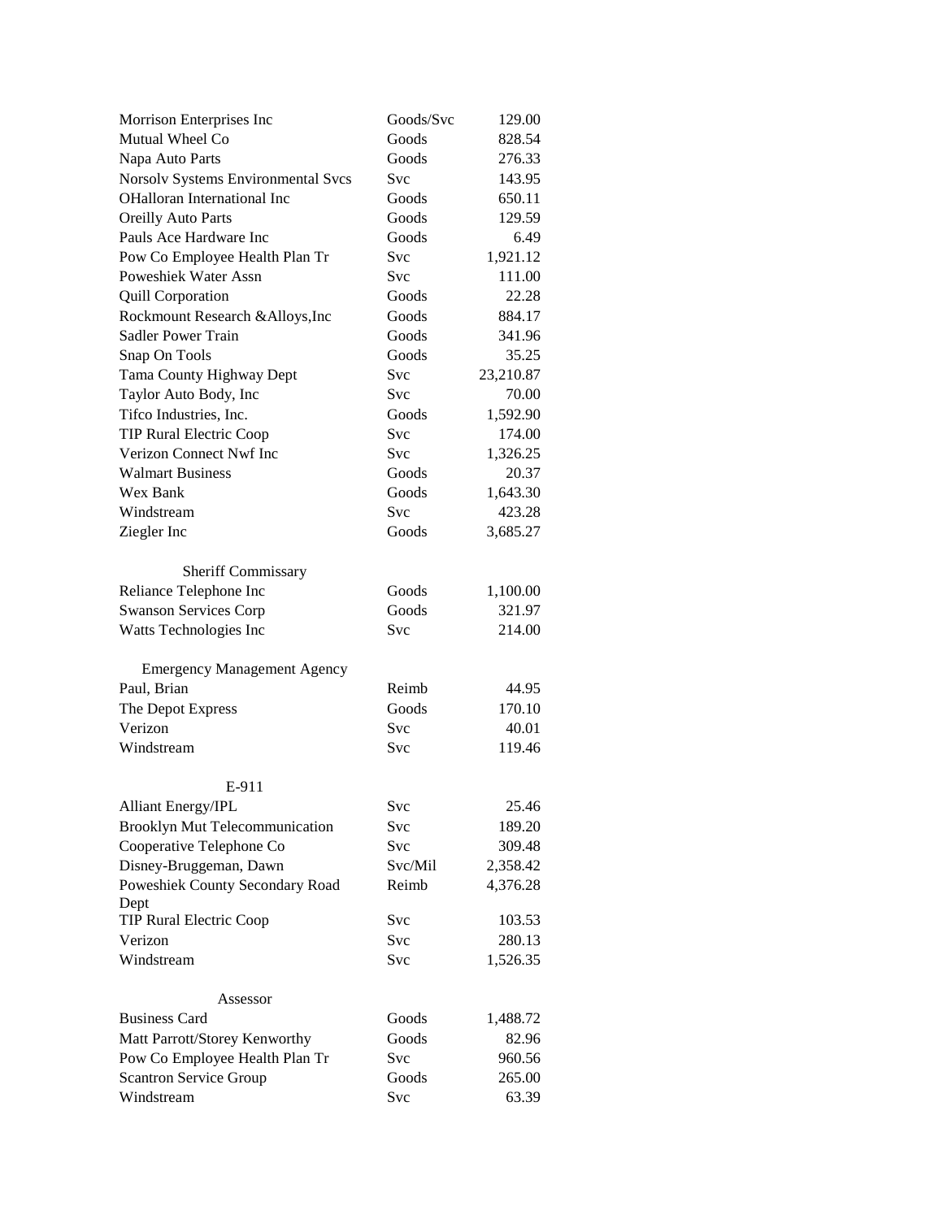| | | |
|---|---|---|
| Morrison Enterprises Inc | Goods/Svc | 129.00 |
| Mutual Wheel Co | Goods | 828.54 |
| Napa Auto Parts | Goods | 276.33 |
| Norsolv Systems Environmental Svcs | Svc | 143.95 |
| OHalloran International Inc | Goods | 650.11 |
| Oreilly Auto Parts | Goods | 129.59 |
| Pauls Ace Hardware Inc | Goods | 6.49 |
| Pow Co Employee Health Plan Tr | Svc | 1,921.12 |
| Poweshiek Water Assn | Svc | 111.00 |
| Quill Corporation | Goods | 22.28 |
| Rockmount Research &Alloys,Inc | Goods | 884.17 |
| Sadler Power Train | Goods | 341.96 |
| Snap On Tools | Goods | 35.25 |
| Tama County Highway Dept | Svc | 23,210.87 |
| Taylor Auto Body, Inc | Svc | 70.00 |
| Tifco Industries, Inc. | Goods | 1,592.90 |
| TIP Rural Electric Coop | Svc | 174.00 |
| Verizon Connect Nwf Inc | Svc | 1,326.25 |
| Walmart Business | Goods | 20.37 |
| Wex Bank | Goods | 1,643.30 |
| Windstream | Svc | 423.28 |
| Ziegler Inc | Goods | 3,685.27 |
| | | |
| **Sheriff Commissary** | | |
| Reliance Telephone Inc | Goods | 1,100.00 |
| Swanson Services Corp | Goods | 321.97 |
| Watts Technologies Inc | Svc | 214.00 |
| | | |
| **Emergency Management Agency** | | |
| Paul, Brian | Reimb | 44.95 |
| The Depot Express | Goods | 170.10 |
| Verizon | Svc | 40.01 |
| Windstream | Svc | 119.46 |
| | | |
| **E-911** | | |
| Alliant Energy/IPL | Svc | 25.46 |
| Brooklyn Mut Telecommunication | Svc | 189.20 |
| Cooperative Telephone Co | Svc | 309.48 |
| Disney-Bruggeman, Dawn | Svc/Mil | 2,358.42 |
| Poweshiek County Secondary Road Dept | Reimb | 4,376.28 |
| TIP Rural Electric Coop | Svc | 103.53 |
| Verizon | Svc | 280.13 |
| Windstream | Svc | 1,526.35 |
| | | |
| **Assessor** | | |
| Business Card | Goods | 1,488.72 |
| Matt Parrott/Storey Kenworthy | Goods | 82.96 |
| Pow Co Employee Health Plan Tr | Svc | 960.56 |
| Scantron Service Group | Goods | 265.00 |
| Windstream | Svc | 63.39 |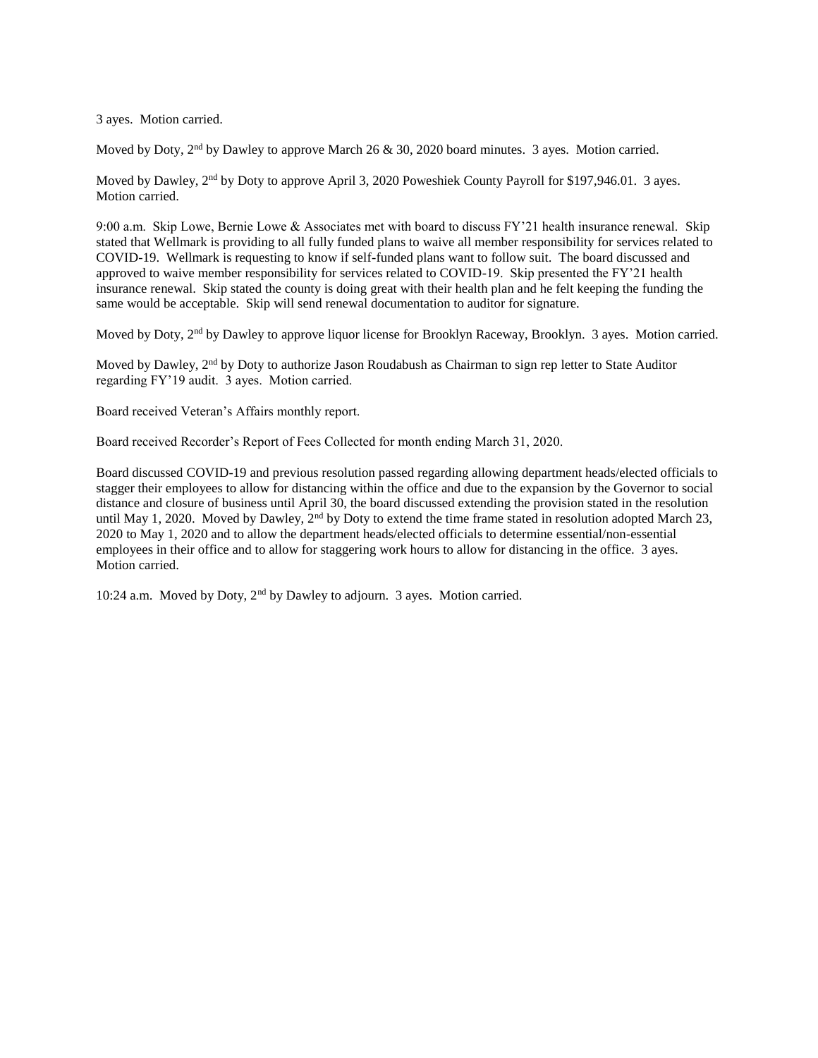3 ayes. Motion carried.

Moved by Doty, 2nd by Dawley to approve March 26 & 30, 2020 board minutes. 3 ayes. Motion carried.

Moved by Dawley, 2nd by Doty to approve April 3, 2020 Poweshiek County Payroll for $197,946.01. 3 ayes. Motion carried.

9:00 a.m. Skip Lowe, Bernie Lowe & Associates met with board to discuss FY'21 health insurance renewal. Skip stated that Wellmark is providing to all fully funded plans to waive all member responsibility for services related to COVID-19. Wellmark is requesting to know if self-funded plans want to follow suit. The board discussed and approved to waive member responsibility for services related to COVID-19. Skip presented the FY'21 health insurance renewal. Skip stated the county is doing great with their health plan and he felt keeping the funding the same would be acceptable. Skip will send renewal documentation to auditor for signature.

Moved by Doty, 2nd by Dawley to approve liquor license for Brooklyn Raceway, Brooklyn. 3 ayes. Motion carried.

Moved by Dawley, 2nd by Doty to authorize Jason Roudabush as Chairman to sign rep letter to State Auditor regarding FY'19 audit. 3 ayes. Motion carried.

Board received Veteran's Affairs monthly report.

Board received Recorder's Report of Fees Collected for month ending March 31, 2020.

Board discussed COVID-19 and previous resolution passed regarding allowing department heads/elected officials to stagger their employees to allow for distancing within the office and due to the expansion by the Governor to social distance and closure of business until April 30, the board discussed extending the provision stated in the resolution until May 1, 2020. Moved by Dawley, 2nd by Doty to extend the time frame stated in resolution adopted March 23, 2020 to May 1, 2020 and to allow the department heads/elected officials to determine essential/non-essential employees in their office and to allow for staggering work hours to allow for distancing in the office. 3 ayes. Motion carried.

10:24 a.m. Moved by Doty, 2nd by Dawley to adjourn. 3 ayes. Motion carried.